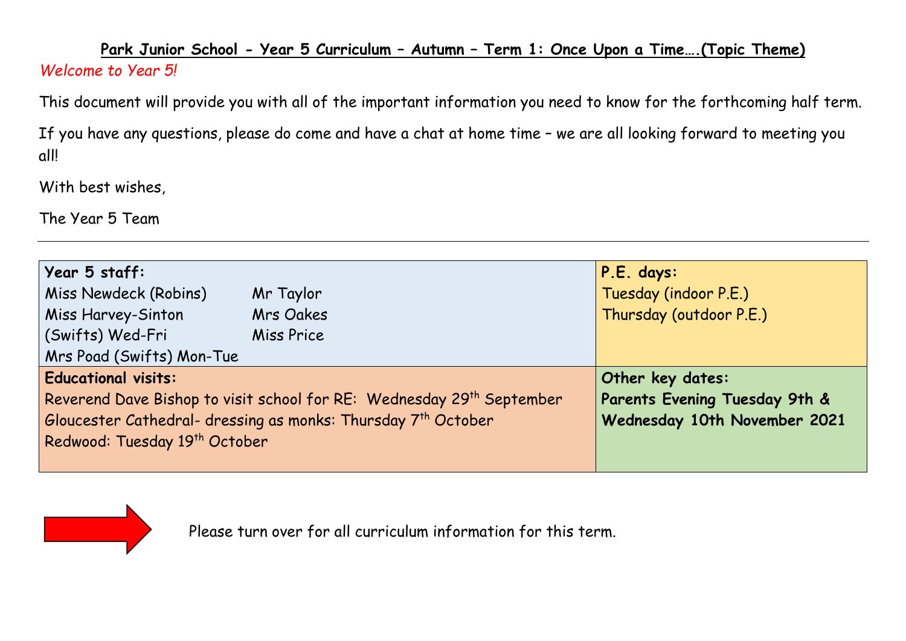**Park Junior School - Year 5 Curriculum – Autumn – Term 1: Once Upon a Time….(Topic Theme)**

*Welcome to Year 5!*

This document will provide you with all of the important information you need to know for the forthcoming half term.

If you have any questions, please do come and have a chat at home time – we are all looking forward to meeting you all!

With best wishes,

The Year 5 Team

---

| **Year 5 staff:**<br>Miss Newdeck (Robins)<br>Miss Harvey-Sinton (Swifts) Wed-Fri<br>Mrs Poad (Swifts) Mon-Tue<br>Mr Taylor<br>Mrs Oakes<br>Miss Price | **P.E. days:**<br>Tuesday (indoor P.E.)<br>Thursday (outdoor P.E.) |
|---|---|
| **Educational visits:**<br>Reverend Dave Bishop to visit school for RE: Wednesday 29th September<br>Gloucester Cathedral- dressing as monks: Thursday 7th October<br>Redwood: Tuesday 19th October | **Other key dates:**<br>**Parents Evening Tuesday 9th & Wednesday 10th November 2021** |

Please turn over for all curriculum information for this term.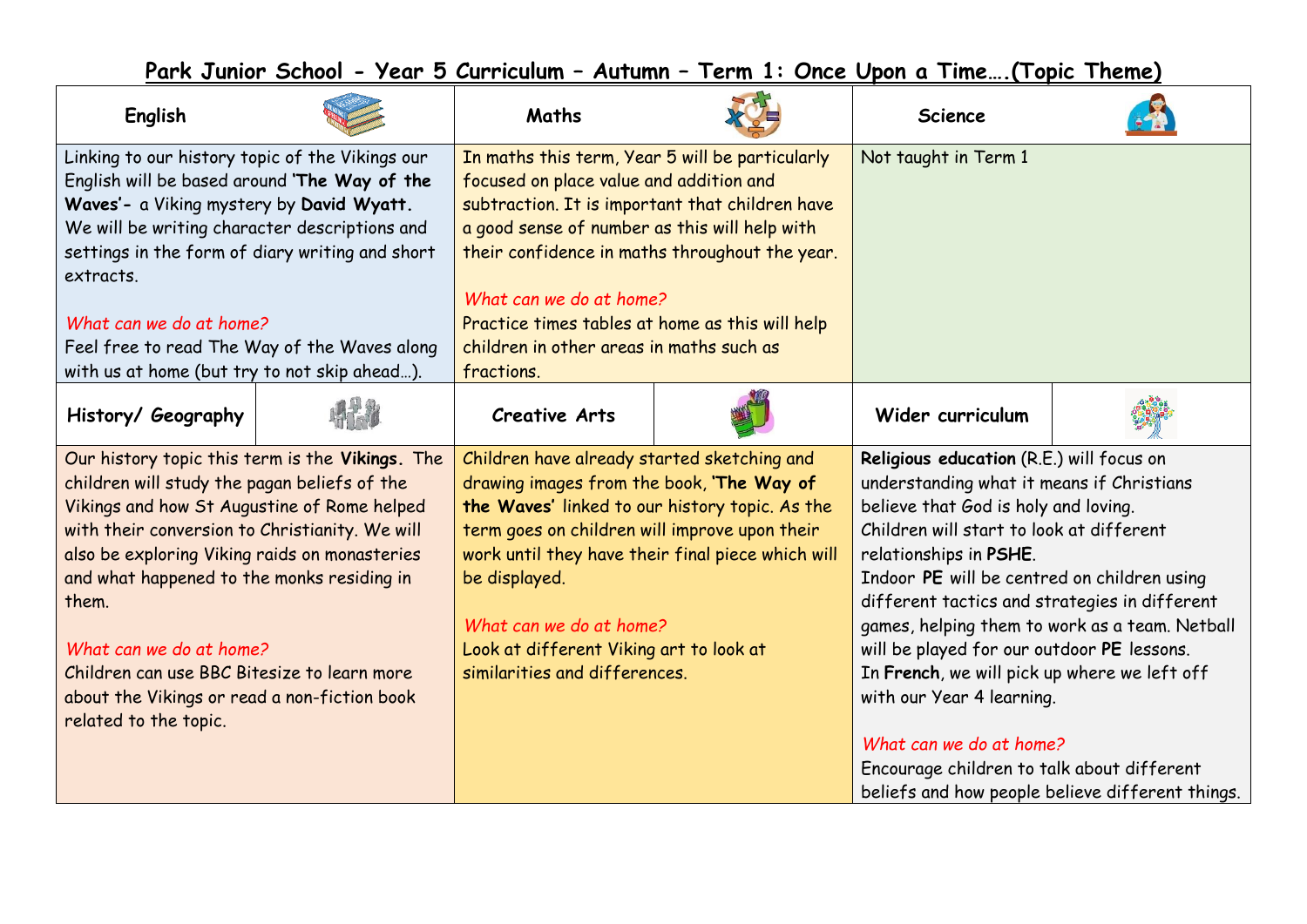# Park Junior School - Year 5 Curriculum – Autumn – Term 1: Once Upon a Time….(Topic Theme)

| English | Maths | Science |
|---|---|---|
| Linking to our history topic of the Vikings our English will be based around **'The Way of the Waves'-** a Viking mystery by **David Wyatt.** We will be writing character descriptions and settings in the form of diary writing and short extracts.<br><br>*What can we do at home?*<br>Feel free to read The Way of the Waves along with us at home (but try to not skip ahead…). | In maths this term, Year 5 will be particularly focused on place value and addition and subtraction. It is important that children have a good sense of number as this will help with their confidence in maths throughout the year.<br><br>*What can we do at home?*<br>Practice times tables at home as this will help children in other areas in maths such as fractions. | Not taught in Term 1 |
| **History/ Geography** | **Creative Arts** | **Wider curriculum** |
| Our history topic this term is the **Vikings.** The children will study the pagan beliefs of the Vikings and how St Augustine of Rome helped with their conversion to Christianity. We will also be exploring Viking raids on monasteries and what happened to the monks residing in them.<br><br>*What can we do at home?*<br>Children can use BBC Bitesize to learn more about the Vikings or read a non-fiction book related to the topic. | Children have already started sketching and drawing images from the book, **'The Way of the Waves'** linked to our history topic. As the term goes on children will improve upon their work until they have their final piece which will be displayed.<br><br>*What can we do at home?*<br>Look at different Viking art to look at similarities and differences. | **Religious education** (R.E.) will focus on understanding what it means if Christians believe that God is holy and loving.<br>Children will start to look at different relationships in **PSHE**.<br>Indoor **PE** will be centred on children using different tactics and strategies in different games, helping them to work as a team. Netball will be played for our outdoor **PE** lessons.<br>In **French**, we will pick up where we left off with our Year 4 learning.<br><br>*What can we do at home?*<br>Encourage children to talk about different beliefs and how people believe different things. |